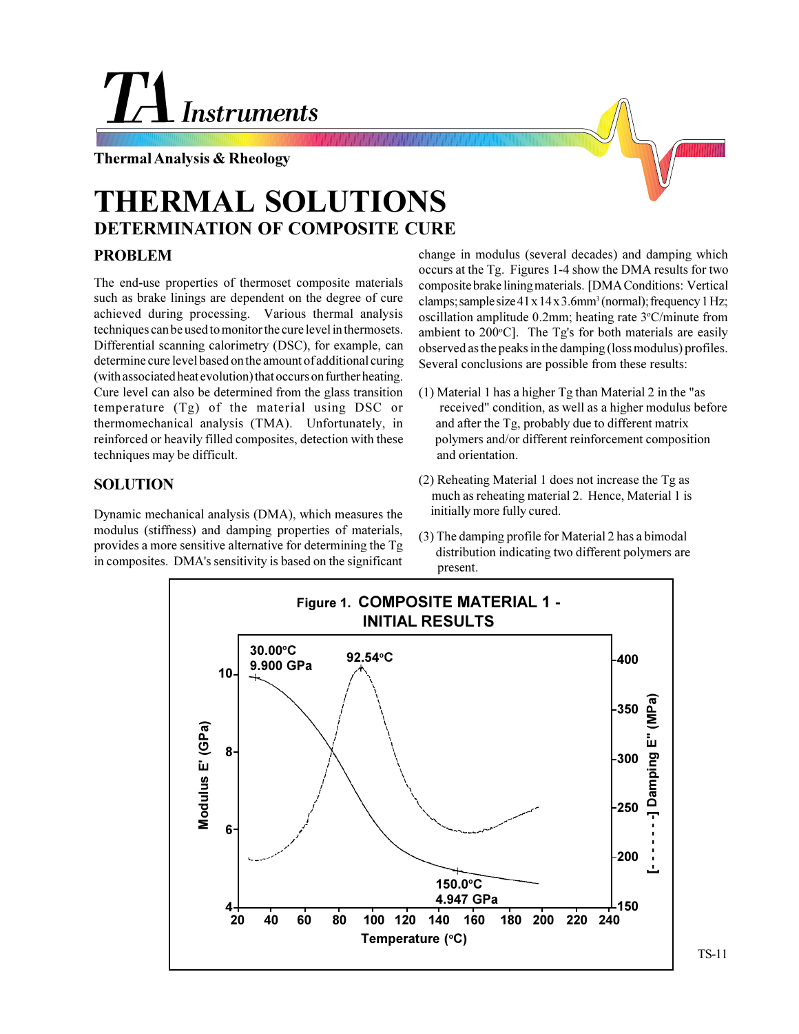# THERMAL SOLUTIONS

## DETERMINATION OF COMPOSITE CURE

### PROBLEM

The end-use properties of thermoset composite materials such as brake linings are dependent on the degree of cure achieved during processing. Various thermal analysis techniques can be used to monitor the cure level in thermosets. Differential scanning calorimetry (DSC), for example, can determine cure level based on the amount of additional curing (with associated heat evolution) that occurs on further heating. Cure level can also be determined from the glass transition temperature (Tg) of the material using DSC or thermomechanical analysis (TMA). Unfortunately, in reinforced or heavily filled composites, detection with these techniques may be difficult.

### SOLUTION

Dynamic mechanical analysis (DMA), which measures the modulus (stiffness) and damping properties of materials, provides a more sensitive alternative for determining the Tg in composites. DMA's sensitivity is based on the significant change in modulus (several decades) and damping which occurs at the Tg. Figures 1-4 show the DMA results for two composite brake lining materials. [DMA Conditions: Vertical clamps; sample size 41 x 14 x 3.6mm$^3$ (normal); frequency 1 Hz; oscillation amplitude 0.2mm; heating rate 3°C/minute from ambient to 200°C]. The Tg's for both materials are easily observed as the peaks in the damping (loss modulus) profiles. Several conclusions are possible from these results:

(1) Material 1 has a higher Tg than Material 2 in the "as received" condition, as well as a higher modulus before and after the Tg, probably due to different matrix polymers and/or different reinforcement composition and orientation.

(2) Reheating Material 1 does not increase the Tg as much as reheating material 2. Hence, Material 1 is initially more fully cured.

(3) The damping profile for Material 2 has a bimodal distribution indicating two different polymers are present.

**Figure 1. COMPOSITE MATERIAL 1 - INITIAL RESULTS**

(Plot: Modulus E' (GPa) and [- - - - - -] Damping E" (MPa) vs. Temperature (°C). Annotations: 30.00°C, 9.900 GPa; 92.54°C; 150.0°C, 4.947 GPa)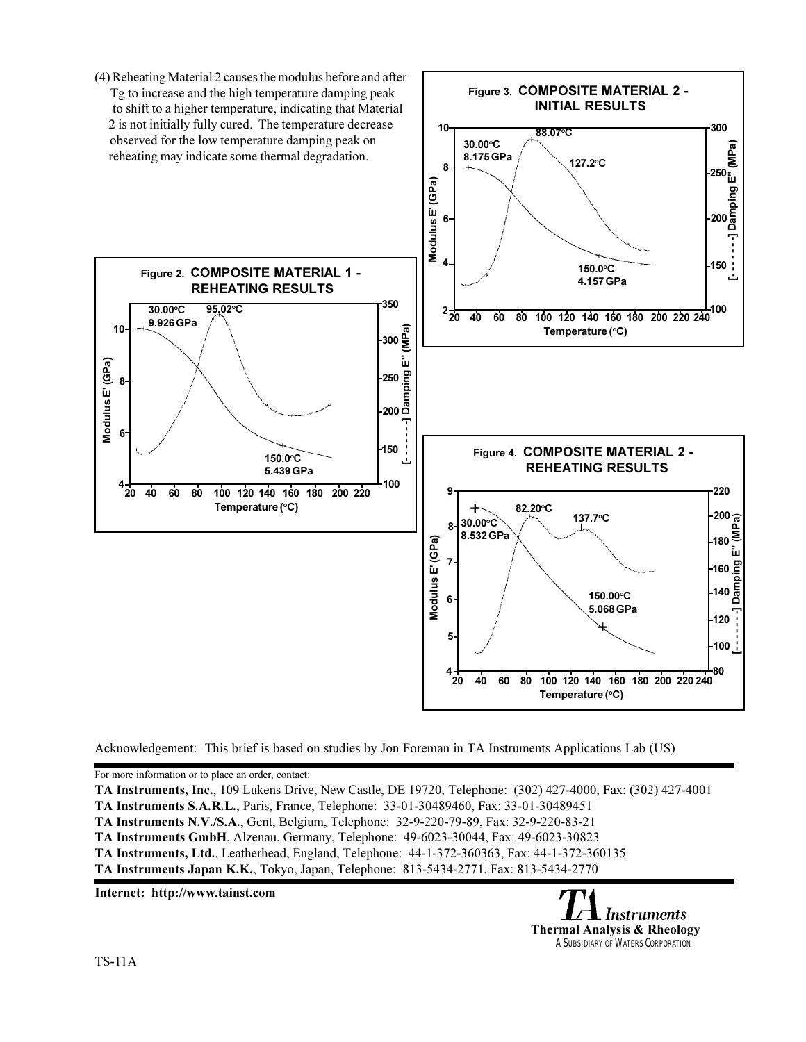(4) Reheating Material 2 causes the modulus before and after Tg to increase and the high temperature damping peak to shift to a higher temperature, indicating that Material 2 is not initially fully cured. The temperature decrease observed for the low temperature damping peak on reheating may indicate some thermal degradation.

**Figure 3. COMPOSITE MATERIAL 2 - INITIAL RESULTS**

30.00°C
8.175 GPa
88.07°C
127.2°C
150.0°C
4.157 GPa
Modulus E' (GPa)
[- - - - - -] Damping E" (MPa)
Temperature (°C)

**Figure 2. COMPOSITE MATERIAL 1 - REHEATING RESULTS**

30.00°C
9.926 GPa
95.02°C
150.0°C
5.439 GPa
Modulus E' (GPa)
[- - - - - -] Damping E" (MPa)
Temperature (°C)

**Figure 4. COMPOSITE MATERIAL 2 - REHEATING RESULTS**

82.20°C
137.7°C
30.00°C
8.532 GPa
150.00°C
5.068 GPa
Modulus E' (GPa)
[- - - - - -] Damping E" (MPa)
Temperature (°C)

Acknowledgement: This brief is based on studies by Jon Foreman in TA Instruments Applications Lab (US)

For more information or to place an order, contact:

**TA Instruments, Inc.**, 109 Lukens Drive, New Castle, DE 19720, Telephone: (302) 427-4000, Fax: (302) 427-4001
**TA Instruments S.A.R.L.**, Paris, France, Telephone: 33-01-30489460, Fax: 33-01-30489451
**TA Instruments N.V./S.A.**, Gent, Belgium, Telephone: 32-9-220-79-89, Fax: 32-9-220-83-21
**TA Instruments GmbH**, Alzenau, Germany, Telephone: 49-6023-30044, Fax: 49-6023-30823
**TA Instruments, Ltd.**, Leatherhead, England, Telephone: 44-1-372-360363, Fax: 44-1-372-360135
**TA Instruments Japan K.K.**, Tokyo, Japan, Telephone: 813-5434-2771, Fax: 813-5434-2770

**Internet: http://www.tainst.com**

*TA Instruments*
**Thermal Analysis & Rheology**
A SUBSIDIARY OF WATERS CORPORATION

TS-11A